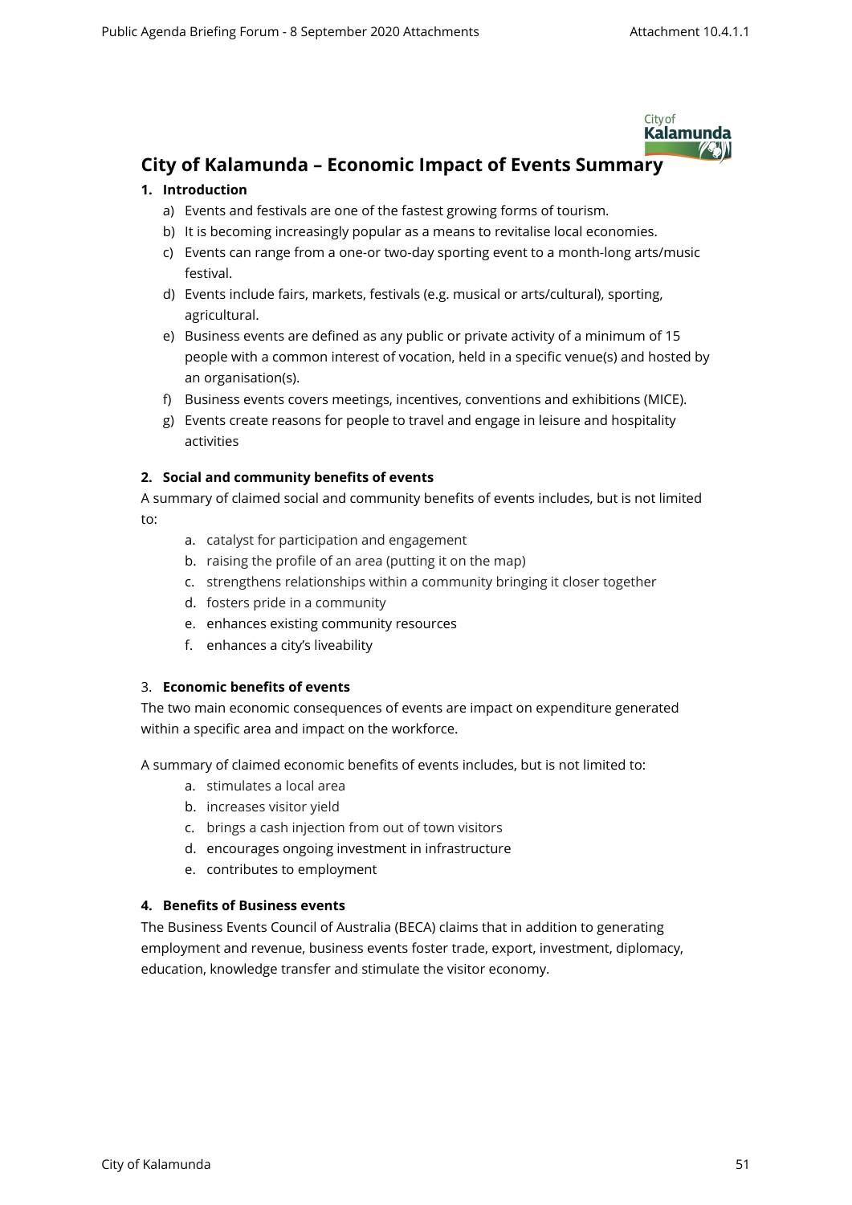# City of Kalamunda – Economic Impact of Events Summary

**1. Introduction**

a) Events and festivals are one of the fastest growing forms of tourism.
b) It is becoming increasingly popular as a means to revitalise local economies.
c) Events can range from a one-or two-day sporting event to a month-long arts/music festival.
d) Events include fairs, markets, festivals (e.g. musical or arts/cultural), sporting, agricultural.
e) Business events are defined as any public or private activity of a minimum of 15 people with a common interest of vocation, held in a specific venue(s) and hosted by an organisation(s).
f) Business events covers meetings, incentives, conventions and exhibitions (MICE).
g) Events create reasons for people to travel and engage in leisure and hospitality activities

**2. Social and community benefits of events**

A summary of claimed social and community benefits of events includes, but is not limited to:

a. catalyst for participation and engagement
b. raising the profile of an area (putting it on the map)
c. strengthens relationships within a community bringing it closer together
d. fosters pride in a community
e. enhances existing community resources
f. enhances a city's liveability

3. **Economic benefits of events**

The two main economic consequences of events are impact on expenditure generated within a specific area and impact on the workforce.

A summary of claimed economic benefits of events includes, but is not limited to:

a. stimulates a local area
b. increases visitor yield
c. brings a cash injection from out of town visitors
d. encourages ongoing investment in infrastructure
e. contributes to employment

**4. Benefits of Business events**

The Business Events Council of Australia (BECA) claims that in addition to generating employment and revenue, business events foster trade, export, investment, diplomacy, education, knowledge transfer and stimulate the visitor economy.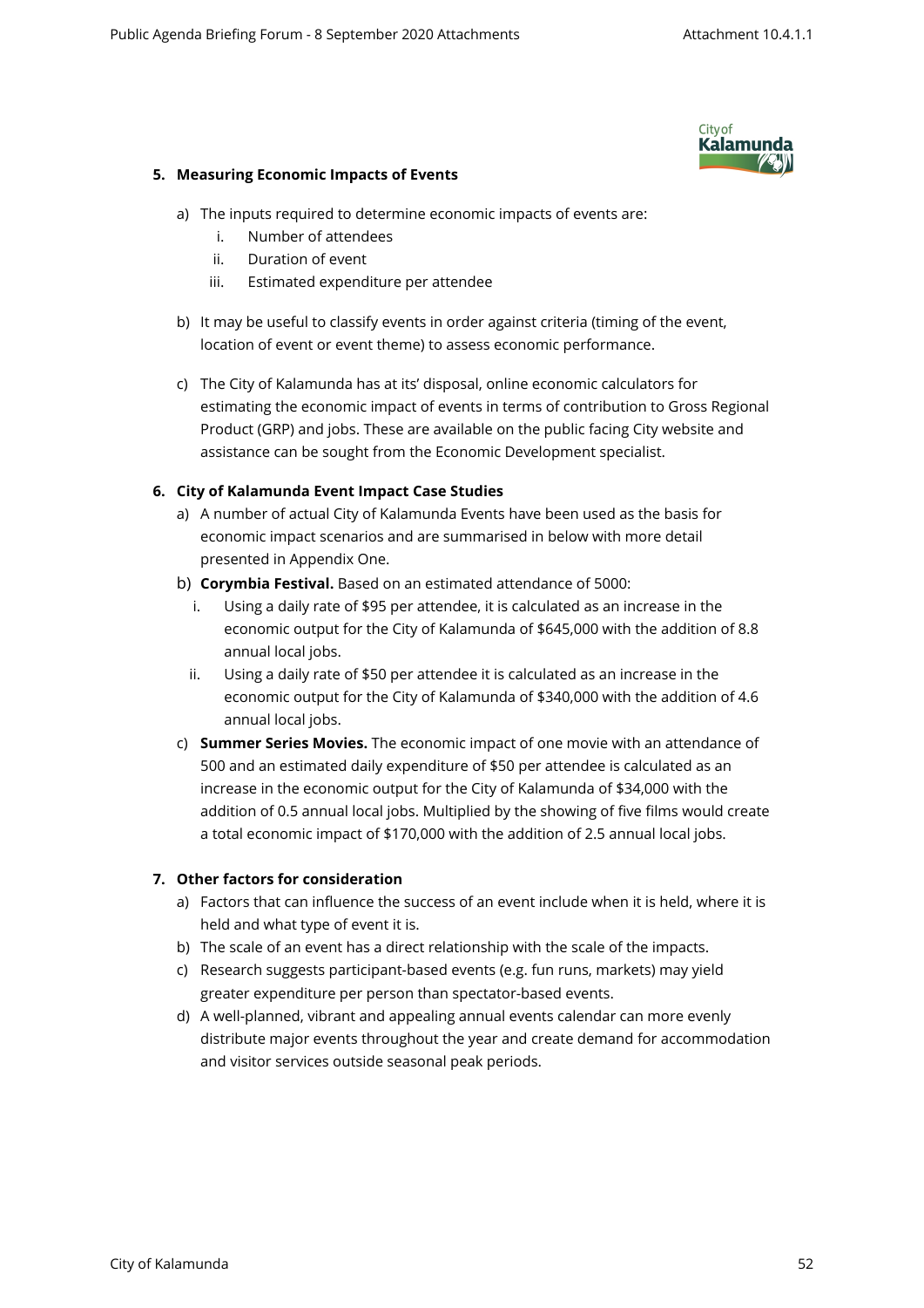## 5. Measuring Economic Impacts of Events

a) The inputs required to determine economic impacts of events are:

   i. Number of attendees

   ii. Duration of event

   iii. Estimated expenditure per attendee

b) It may be useful to classify events in order against criteria (timing of the event, location of event or event theme) to assess economic performance.

c) The City of Kalamunda has at its' disposal, online economic calculators for estimating the economic impact of events in terms of contribution to Gross Regional Product (GRP) and jobs. These are available on the public facing City website and assistance can be sought from the Economic Development specialist.

## 6. City of Kalamunda Event Impact Case Studies

a) A number of actual City of Kalamunda Events have been used as the basis for economic impact scenarios and are summarised in below with more detail presented in Appendix One.

b) **Corymbia Festival.** Based on an estimated attendance of 5000:

   i. Using a daily rate of $95 per attendee, it is calculated as an increase in the economic output for the City of Kalamunda of $645,000 with the addition of 8.8 annual local jobs.

   ii. Using a daily rate of $50 per attendee it is calculated as an increase in the economic output for the City of Kalamunda of $340,000 with the addition of 4.6 annual local jobs.

c) **Summer Series Movies.** The economic impact of one movie with an attendance of 500 and an estimated daily expenditure of $50 per attendee is calculated as an increase in the economic output for the City of Kalamunda of $34,000 with the addition of 0.5 annual local jobs. Multiplied by the showing of five films would create a total economic impact of $170,000 with the addition of 2.5 annual local jobs.

## 7. Other factors for consideration

a) Factors that can influence the success of an event include when it is held, where it is held and what type of event it is.

b) The scale of an event has a direct relationship with the scale of the impacts.

c) Research suggests participant-based events (e.g. fun runs, markets) may yield greater expenditure per person than spectator-based events.

d) A well-planned, vibrant and appealing annual events calendar can more evenly distribute major events throughout the year and create demand for accommodation and visitor services outside seasonal peak periods.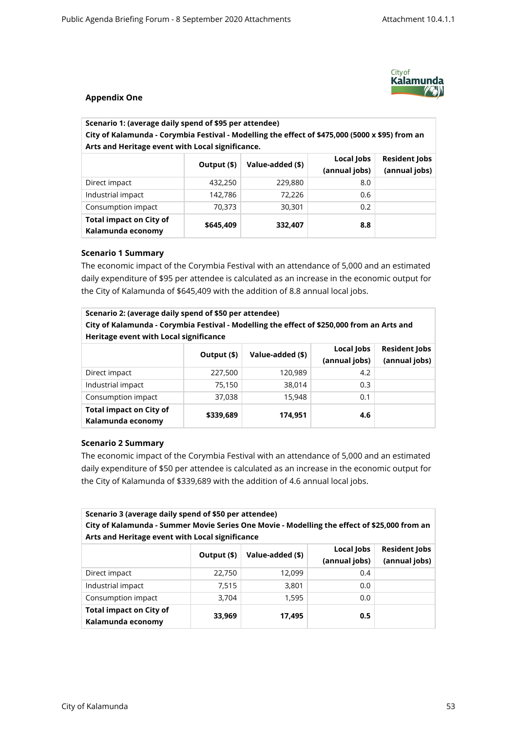## Appendix One

| Scenario 1: (average daily spend of $95 per attendee) City of Kalamunda - Corymbia Festival - Modelling the effect of $475,000 (5000 x $95) from an Arts and Heritage event with Local significance. | | | | |
|---|---|---|---|---|
| | Output ($) | Value-added ($) | Local Jobs (annual jobs) | Resident Jobs (annual jobs) |
| Direct impact | 432,250 | 229,880 | 8.0 | |
| Industrial impact | 142,786 | 72,226 | 0.6 | |
| Consumption impact | 70,373 | 30,301 | 0.2 | |
| **Total impact on City of Kalamunda economy** | **$645,409** | **332,407** | **8.8** | |

### Scenario 1 Summary

The economic impact of the Corymbia Festival with an attendance of 5,000 and an estimated daily expenditure of $95 per attendee is calculated as an increase in the economic output for the City of Kalamunda of $645,409 with the addition of 8.8 annual local jobs.

| Scenario 2: (average daily spend of $50 per attendee) City of Kalamunda - Corymbia Festival - Modelling the effect of $250,000 from an Arts and Heritage event with Local significance | | | | |
|---|---|---|---|---|
| | Output ($) | Value-added ($) | Local Jobs (annual jobs) | Resident Jobs (annual jobs) |
| Direct impact | 227,500 | 120,989 | 4.2 | |
| Industrial impact | 75,150 | 38,014 | 0.3 | |
| Consumption impact | 37,038 | 15,948 | 0.1 | |
| **Total impact on City of Kalamunda economy** | **$339,689** | **174,951** | **4.6** | |

### Scenario 2 Summary

The economic impact of the Corymbia Festival with an attendance of 5,000 and an estimated daily expenditure of $50 per attendee is calculated as an increase in the economic output for the City of Kalamunda of $339,689 with the addition of 4.6 annual local jobs.

| Scenario 3 (average daily spend of $50 per attendee) City of Kalamunda - Summer Movie Series One Movie - Modelling the effect of $25,000 from an Arts and Heritage event with Local significance | | | | |
|---|---|---|---|---|
| | Output ($) | Value-added ($) | Local Jobs (annual jobs) | Resident Jobs (annual jobs) |
| Direct impact | 22,750 | 12,099 | 0.4 | |
| Industrial impact | 7,515 | 3,801 | 0.0 | |
| Consumption impact | 3,704 | 1,595 | 0.0 | |
| **Total impact on City of Kalamunda economy** | **33,969** | **17,495** | **0.5** | |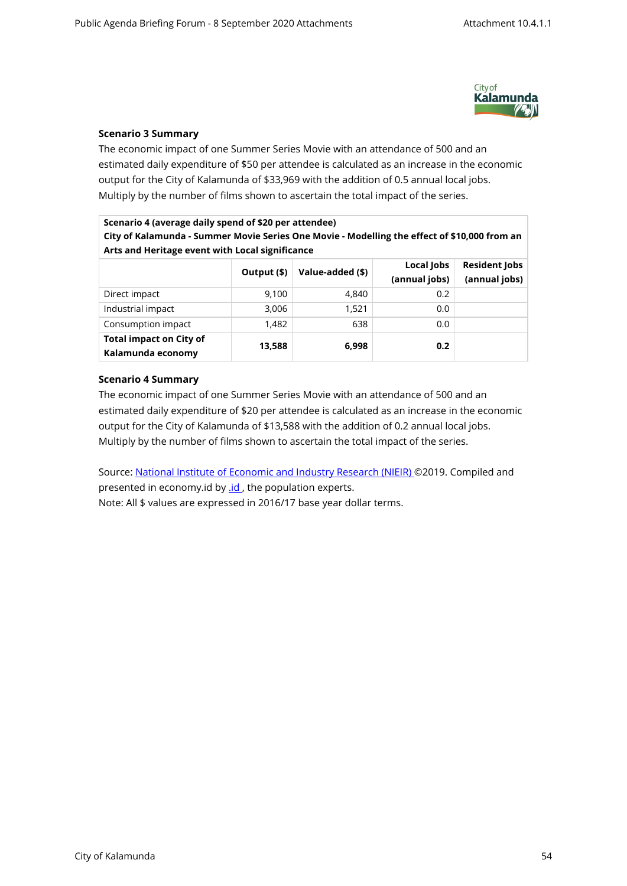### Scenario 3 Summary

The economic impact of one Summer Series Movie with an attendance of 500 and an estimated daily expenditure of $50 per attendee is calculated as an increase in the economic output for the City of Kalamunda of $33,969 with the addition of 0.5 annual local jobs. Multiply by the number of films shown to ascertain the total impact of the series.

| **Scenario 4 (average daily spend of $20 per attendee)<br>City of Kalamunda - Summer Movie Series One Movie - Modelling the effect of $10,000 from an Arts and Heritage event with Local significance** | | | | |
|---|---|---|---|---|
| | **Output ($)** | **Value-added ($)** | **Local Jobs (annual jobs)** | **Resident Jobs (annual jobs)** |
| Direct impact | 9,100 | 4,840 | 0.2 | |
| Industrial impact | 3,006 | 1,521 | 0.0 | |
| Consumption impact | 1,482 | 638 | 0.0 | |
| **Total impact on City of Kalamunda economy** | **13,588** | **6,998** | **0.2** | |

### Scenario 4 Summary

The economic impact of one Summer Series Movie with an attendance of 500 and an estimated daily expenditure of $20 per attendee is calculated as an increase in the economic output for the City of Kalamunda of $13,588 with the addition of 0.2 annual local jobs. Multiply by the number of films shown to ascertain the total impact of the series.

Source: National Institute of Economic and Industry Research (NIEIR) ©2019. Compiled and presented in economy.id by .id , the population experts.
Note: All $ values are expressed in 2016/17 base year dollar terms.